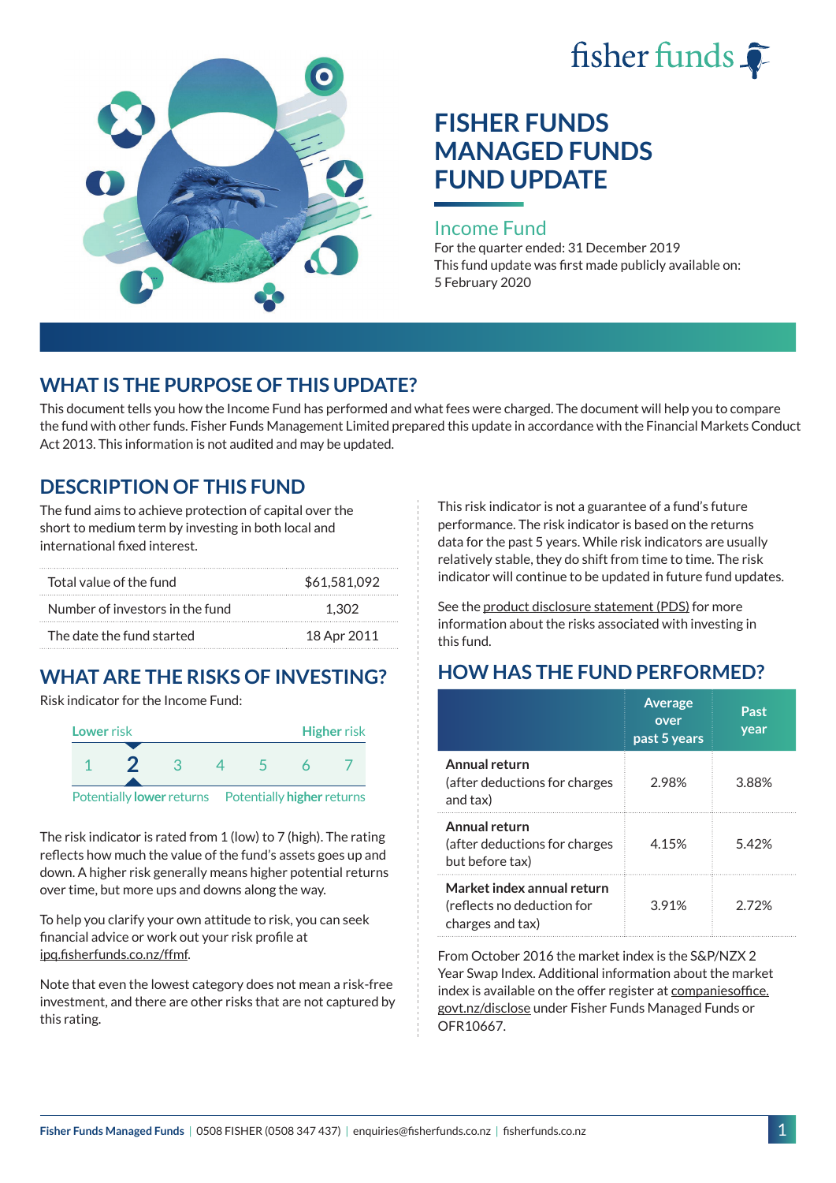# FISHER FUNDS MANAGED FUNDS FUND UPDATE

## Income Fund

For the quarter ended: 31 December 2019

This fund update was first made publicly available on: 5 February 2020

## WHAT IS THE PURPOSE OF THIS UPDATE?

This document tells you how the Income Fund has performed and what fees were charged. The document will help you to compare the fund with other funds. Fisher Funds Management Limited prepared this update in accordance with the Financial Markets Conduct Act 2013. This information is not audited and may be updated.

## DESCRIPTION OF THIS FUND

The fund aims to achieve protection of capital over the short to medium term by investing in both local and international fixed interest.

| | |
|---|---|
| Total value of the fund | $61,581,092 |
| Number of investors in the fund | 1,302 |
| The date the fund started | 18 Apr 2011 |

## WHAT ARE THE RISKS OF INVESTING?

Risk indicator for the Income Fund:

Lower risk — Higher risk

1 **2** 3 4 5 6 7

Potentially **lower** returns — Potentially **higher** returns

The risk indicator is rated from 1 (low) to 7 (high). The rating reflects how much the value of the fund's assets goes up and down. A higher risk generally means higher potential returns over time, but more ups and downs along the way.

To help you clarify your own attitude to risk, you can seek financial advice or work out your risk profile at ipq.fisherfunds.co.nz/ffmf.

Note that even the lowest category does not mean a risk-free investment, and there are other risks that are not captured by this rating.

This risk indicator is not a guarantee of a fund's future performance. The risk indicator is based on the returns data for the past 5 years. While risk indicators are usually relatively stable, they do shift from time to time. The risk indicator will continue to be updated in future fund updates.

See the product disclosure statement (PDS) for more information about the risks associated with investing in this fund.

## HOW HAS THE FUND PERFORMED?

| | Average over past 5 years | Past year |
|---|---|---|
| **Annual return** (after deductions for charges and tax) | 2.98% | 3.88% |
| **Annual return** (after deductions for charges but before tax) | 4.15% | 5.42% |
| **Market index annual return** (reflects no deduction for charges and tax) | 3.91% | 2.72% |

From October 2016 the market index is the S&P/NZX 2 Year Swap Index. Additional information about the market index is available on the offer register at companiesoffice.govt.nz/disclose under Fisher Funds Managed Funds or OFR10667.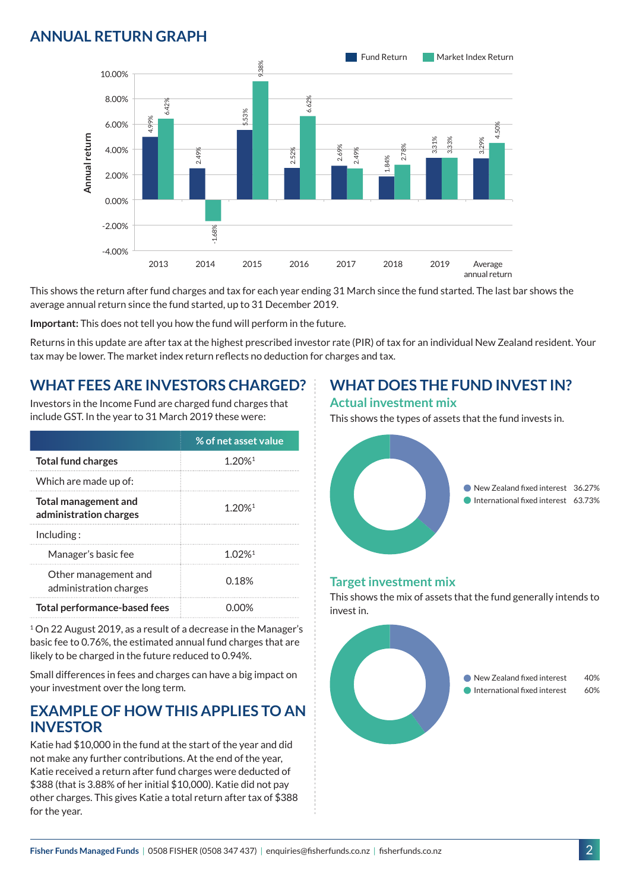## ANNUAL RETURN GRAPH

| Year | Fund Return | Market Index Return |
|---|---|---|
| 2013 | 4.99% | 6.42% |
| 2014 | 2.49% | -1.68% |
| 2015 | 5.53% | 9.38% |
| 2016 | 2.52% | 6.62% |
| 2017 | 2.69% | 2.49% |
| 2018 | 1.84% | 2.78% |
| 2019 | 3.31% | 3.33% |
| Average annual return | 3.29% | 4.50% |

This shows the return after fund charges and tax for each year ending 31 March since the fund started. The last bar shows the average annual return since the fund started, up to 31 December 2019.

**Important:** This does not tell you how the fund will perform in the future.

Returns in this update are after tax at the highest prescribed investor rate (PIR) of tax for an individual New Zealand resident. Your tax may be lower. The market index return reflects no deduction for charges and tax.

## WHAT FEES ARE INVESTORS CHARGED?

Investors in the Income Fund are charged fund charges that include GST. In the year to 31 March 2019 these were:

| | % of net asset value |
|---|---|
| **Total fund charges** | 1.20%[1] |
| Which are made up of: | |
| **Total management and administration charges** | 1.20%[1] |
| Including : | |
| Manager's basic fee | 1.02%[1] |
| Other management and administration charges | 0.18% |
| **Total performance-based fees** | 0.00% |

[1] On 22 August 2019, as a result of a decrease in the Manager's basic fee to 0.76%, the estimated annual fund charges that are likely to be charged in the future reduced to 0.94%.

Small differences in fees and charges can have a big impact on your investment over the long term.

## EXAMPLE OF HOW THIS APPLIES TO AN INVESTOR

Katie had $10,000 in the fund at the start of the year and did not make any further contributions. At the end of the year, Katie received a return after fund charges were deducted of $388 (that is 3.88% of her initial $10,000). Katie did not pay other charges. This gives Katie a total return after tax of $388 for the year.

## WHAT DOES THE FUND INVEST IN?

### Actual investment mix

This shows the types of assets that the fund invests in.

| Asset | % |
|---|---|
| New Zealand fixed interest | 36.27% |
| International fixed interest | 63.73% |

### Target investment mix

This shows the mix of assets that the fund generally intends to invest in.

| Asset | % |
|---|---|
| New Zealand fixed interest | 40% |
| International fixed interest | 60% |

**Fisher Funds Managed Funds** | 0508 FISHER (0508 347 437) | enquiries@fisherfunds.co.nz | fisherfunds.co.nz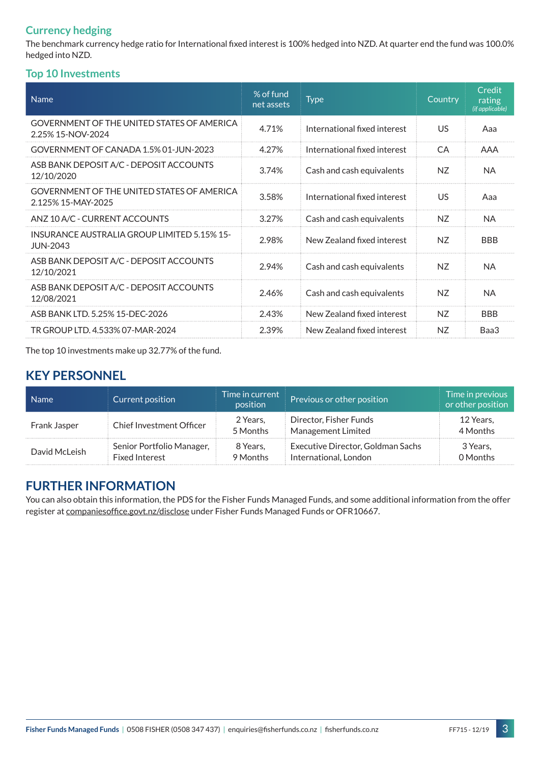## Currency hedging

The benchmark currency hedge ratio for International fixed interest is 100% hedged into NZD. At quarter end the fund was 100.0% hedged into NZD.

## Top 10 Investments

| Name | % of fund net assets | Type | Country | Credit rating *(if applicable)* |
|---|---|---|---|---|
| GOVERNMENT OF THE UNITED STATES OF AMERICA 2.25% 15-NOV-2024 | 4.71% | International fixed interest | US | Aaa |
| GOVERNMENT OF CANADA 1.5% 01-JUN-2023 | 4.27% | International fixed interest | CA | AAA |
| ASB BANK DEPOSIT A/C - DEPOSIT ACCOUNTS 12/10/2020 | 3.74% | Cash and cash equivalents | NZ | NA |
| GOVERNMENT OF THE UNITED STATES OF AMERICA 2.125% 15-MAY-2025 | 3.58% | International fixed interest | US | Aaa |
| ANZ 10 A/C - CURRENT ACCOUNTS | 3.27% | Cash and cash equivalents | NZ | NA |
| INSURANCE AUSTRALIA GROUP LIMITED 5.15% 15-JUN-2043 | 2.98% | New Zealand fixed interest | NZ | BBB |
| ASB BANK DEPOSIT A/C - DEPOSIT ACCOUNTS 12/10/2021 | 2.94% | Cash and cash equivalents | NZ | NA |
| ASB BANK DEPOSIT A/C - DEPOSIT ACCOUNTS 12/08/2021 | 2.46% | Cash and cash equivalents | NZ | NA |
| ASB BANK LTD. 5.25% 15-DEC-2026 | 2.43% | New Zealand fixed interest | NZ | BBB |
| TR GROUP LTD. 4.533% 07-MAR-2024 | 2.39% | New Zealand fixed interest | NZ | Baa3 |

The top 10 investments make up 32.77% of the fund.

## KEY PERSONNEL

| Name | Current position | Time in current position | Previous or other position | Time in previous or other position |
|---|---|---|---|---|
| Frank Jasper | Chief Investment Officer | 2 Years, 5 Months | Director, Fisher Funds Management Limited | 12 Years, 4 Months |
| David McLeish | Senior Portfolio Manager, Fixed Interest | 8 Years, 9 Months | Executive Director, Goldman Sachs International, London | 3 Years, 0 Months |

## FURTHER INFORMATION

You can also obtain this information, the PDS for the Fisher Funds Managed Funds, and some additional information from the offer register at companiesoffice.govt.nz/disclose under Fisher Funds Managed Funds or OFR10667.

**Fisher Funds Managed Funds** | 0508 FISHER (0508 347 437) | enquiries@fisherfunds.co.nz | fisherfunds.co.nz FF715 - 12/19